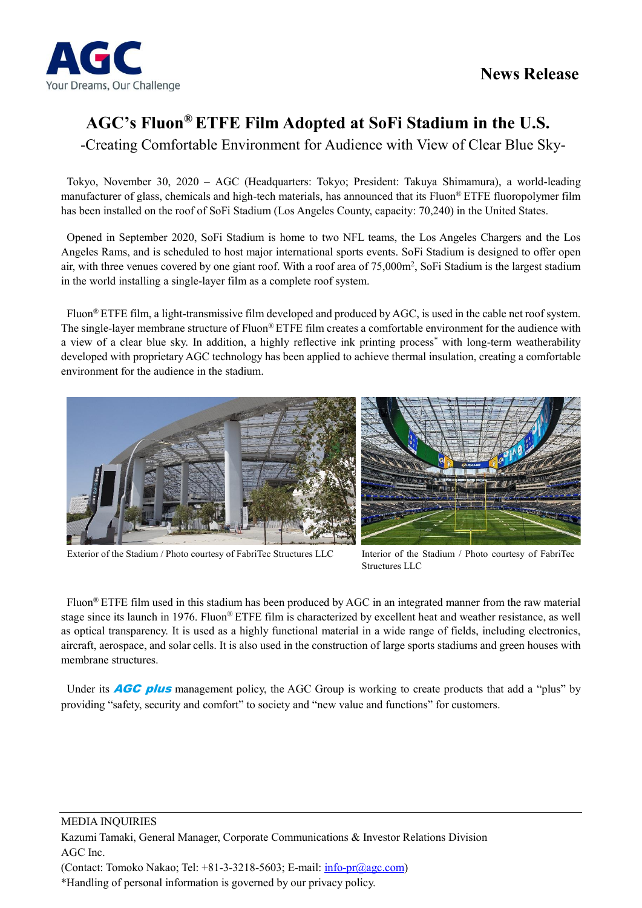News Release

# AGC's Fluon® ETFE Film Adopted at SoFi Stadium in the U.S.

## -Creating Comfortable Environment for Audience with View of Clear Blue Sky-

Tokyo, November 30, 2020 – AGC (Headquarters: Tokyo; President: Takuya Shimamura), a world-leading manufacturer of glass, chemicals and high-tech materials, has announced that its Fluon® ETFE fluoropolymer film has been installed on the roof of SoFi Stadium (Los Angeles County, capacity: 70,240) in the United States.

Opened in September 2020, SoFi Stadium is home to two NFL teams, the Los Angeles Chargers and the Los Angeles Rams, and is scheduled to host major international sports events. SoFi Stadium is designed to offer open air, with three venues covered by one giant roof. With a roof area of 75,000m$^2$, SoFi Stadium is the largest stadium in the world installing a single-layer film as a complete roof system.

Fluon® ETFE film, a light-transmissive film developed and produced by AGC, is used in the cable net roof system. The single-layer membrane structure of Fluon® ETFE film creates a comfortable environment for the audience with a view of a clear blue sky. In addition, a highly reflective ink printing process* with long-term weatherability developed with proprietary AGC technology has been applied to achieve thermal insulation, creating a comfortable environment for the audience in the stadium.

Exterior of the Stadium / Photo courtesy of FabriTec Structures LLC

Interior of the Stadium / Photo courtesy of FabriTec Structures LLC

Fluon® ETFE film used in this stadium has been produced by AGC in an integrated manner from the raw material stage since its launch in 1976. Fluon® ETFE film is characterized by excellent heat and weather resistance, as well as optical transparency. It is used as a highly functional material in a wide range of fields, including electronics, aircraft, aerospace, and solar cells. It is also used in the construction of large sports stadiums and green houses with membrane structures.

Under its ***AGC plus*** management policy, the AGC Group is working to create products that add a "plus" by providing "safety, security and comfort" to society and "new value and functions" for customers.

---

MEDIA INQUIRIES
Kazumi Tamaki, General Manager, Corporate Communications & Investor Relations Division
AGC Inc.
(Contact: Tomoko Nakao; Tel: +81-3-3218-5603; E-mail: info-pr@agc.com)
*Handling of personal information is governed by our privacy policy.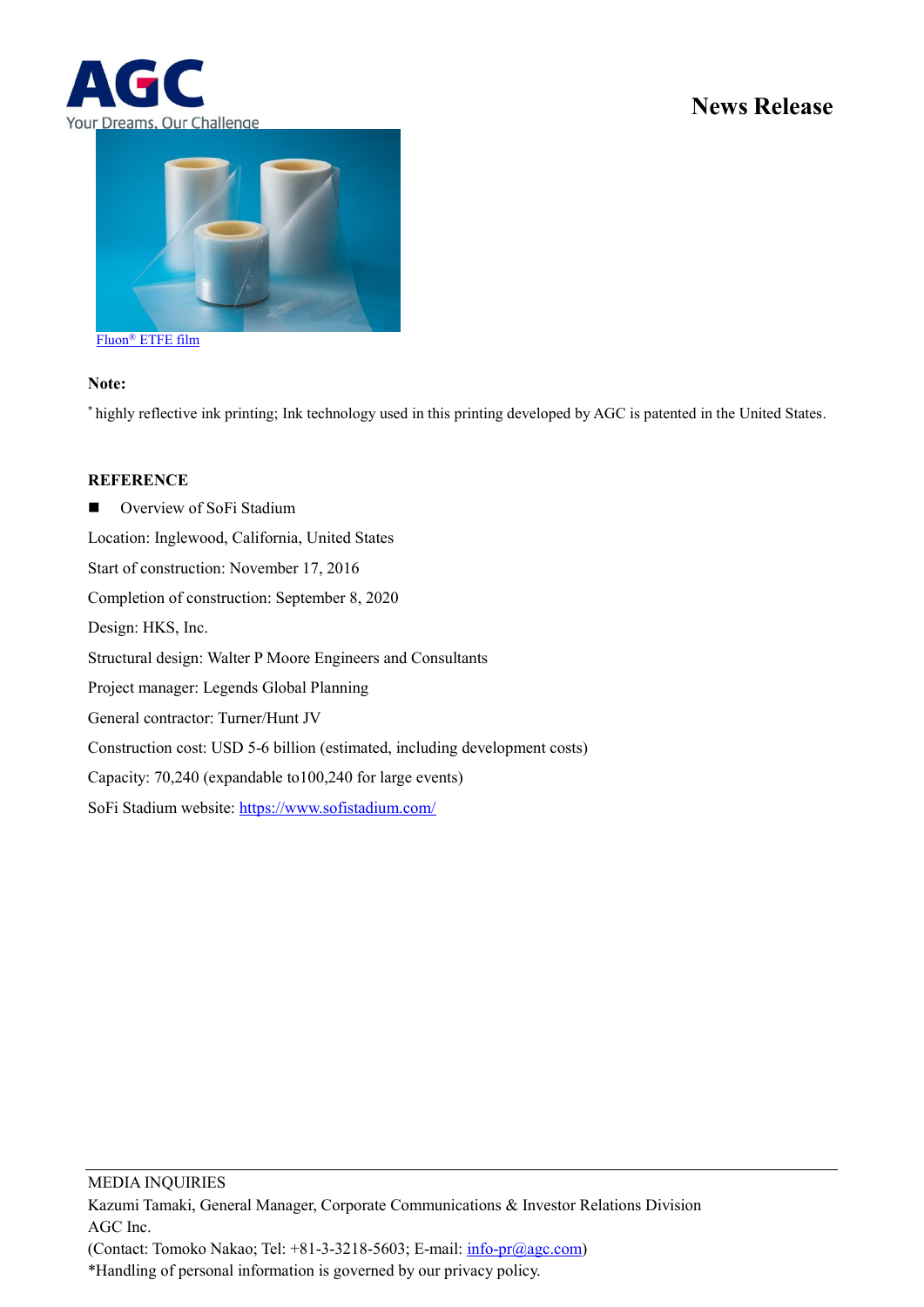[Fluon® ETFE film](#)

**Note:**

* highly reflective ink printing; Ink technology used in this printing developed by AGC is patented in the United States.

**REFERENCE**

■ Overview of SoFi Stadium

Location: Inglewood, California, United States

Start of construction: November 17, 2016

Completion of construction: September 8, 2020

Design: HKS, Inc.

Structural design: Walter P Moore Engineers and Consultants

Project manager: Legends Global Planning

General contractor: Turner/Hunt JV

Construction cost: USD 5-6 billion (estimated, including development costs)

Capacity: 70,240 (expandable to100,240 for large events)

SoFi Stadium website: https://www.sofistadium.com/

---

MEDIA INQUIRIES

Kazumi Tamaki, General Manager, Corporate Communications & Investor Relations Division

AGC Inc.

(Contact: Tomoko Nakao; Tel: +81-3-3218-5603; E-mail: info-pr@agc.com)

*Handling of personal information is governed by our privacy policy.